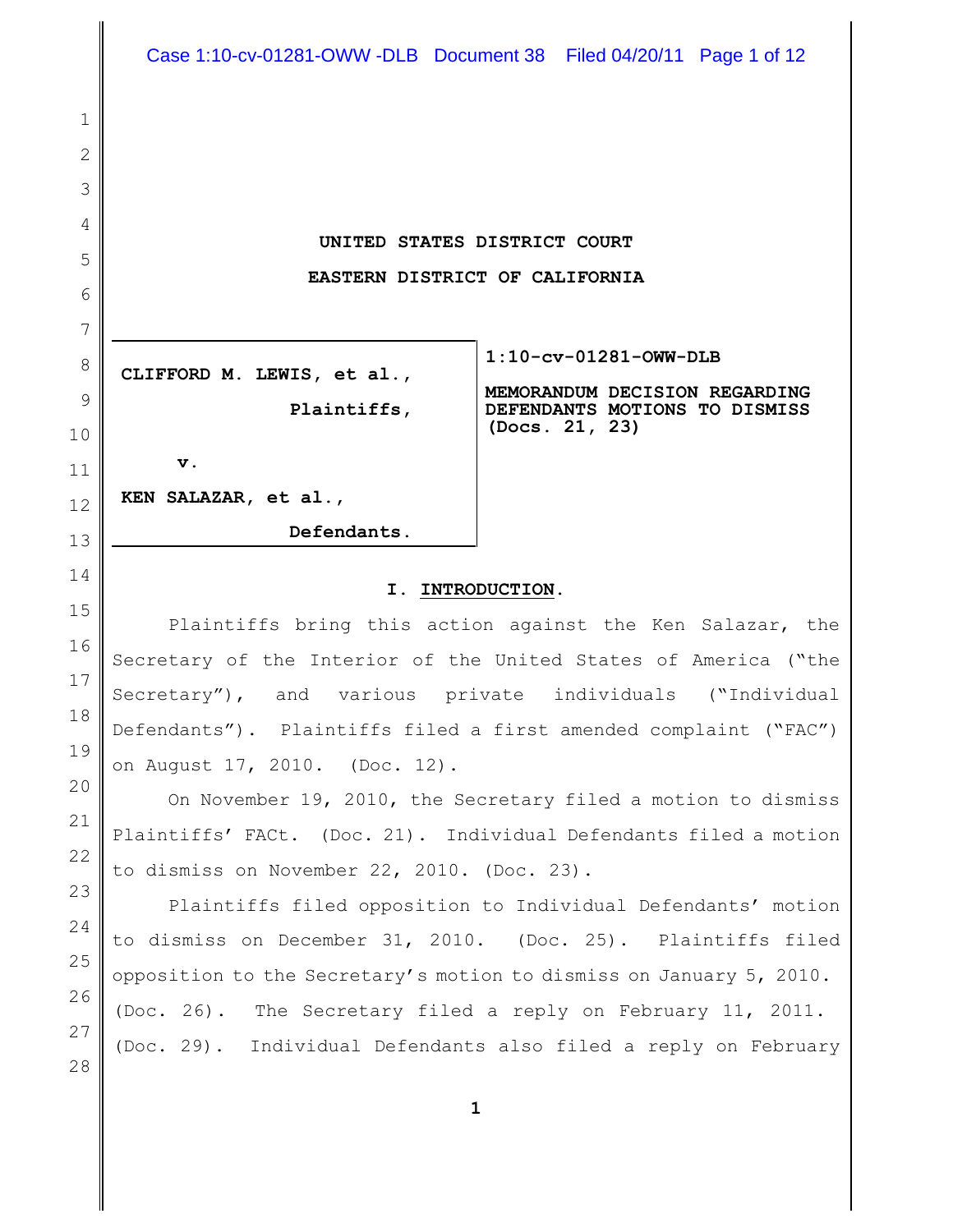# UNITED STATES DISTRICT COURT

# EASTERN DISTRICT OF CALIFORNIA

| CLIFFORD M. LEWIS, et al., Plaintiffs, v. KEN SALAZAR, et al., Defendants. | 1:10-cv-01281-OWW-DLB MEMORANDUM DECISION REGARDING DEFENDANTS MOTIONS TO DISMISS (Docs. 21, 23) |
|---|---|

## I. INTRODUCTION.

Plaintiffs bring this action against the Ken Salazar, the Secretary of the Interior of the United States of America ("the Secretary"), and various private individuals ("Individual Defendants"). Plaintiffs filed a first amended complaint ("FAC") on August 17, 2010. (Doc. 12).

On November 19, 2010, the Secretary filed a motion to dismiss Plaintiffs' FACt. (Doc. 21). Individual Defendants filed a motion to dismiss on November 22, 2010. (Doc. 23).

Plaintiffs filed opposition to Individual Defendants' motion to dismiss on December 31, 2010. (Doc. 25). Plaintiffs filed opposition to the Secretary's motion to dismiss on January 5, 2010. (Doc. 26). The Secretary filed a reply on February 11, 2011. (Doc. 29). Individual Defendants also filed a reply on February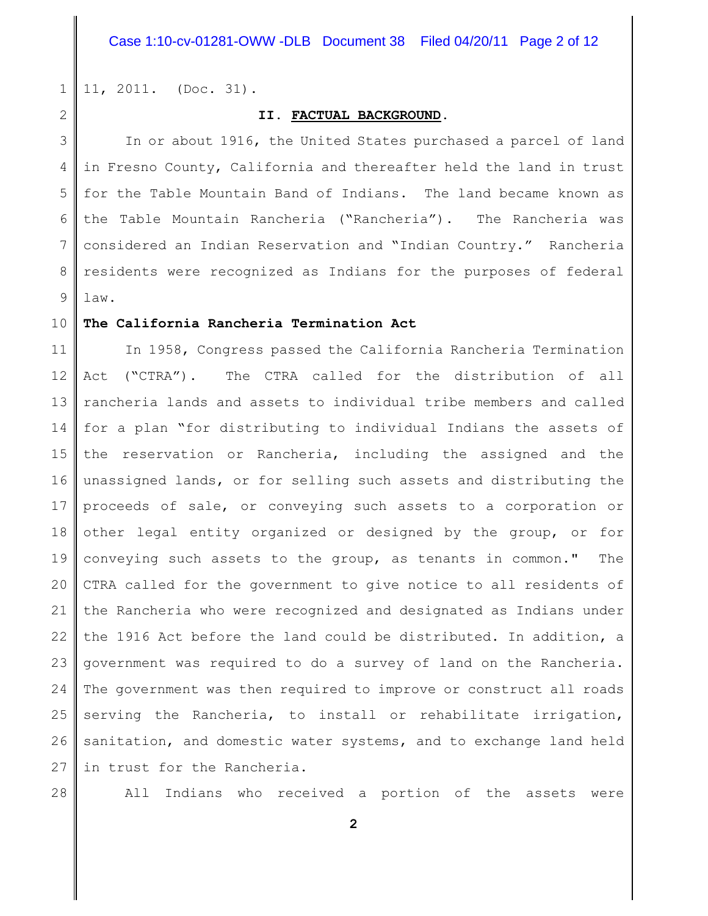11, 2011. (Doc. 31).

## II. FACTUAL BACKGROUND.

In or about 1916, the United States purchased a parcel of land in Fresno County, California and thereafter held the land in trust for the Table Mountain Band of Indians. The land became known as the Table Mountain Rancheria ("Rancheria"). The Rancheria was considered an Indian Reservation and "Indian Country." Rancheria residents were recognized as Indians for the purposes of federal law.

**The California Rancheria Termination Act**

In 1958, Congress passed the California Rancheria Termination Act ("CTRA"). The CTRA called for the distribution of all rancheria lands and assets to individual tribe members and called for a plan "for distributing to individual Indians the assets of the reservation or Rancheria, including the assigned and the unassigned lands, or for selling such assets and distributing the proceeds of sale, or conveying such assets to a corporation or other legal entity organized or designed by the group, or for conveying such assets to the group, as tenants in common." The CTRA called for the government to give notice to all residents of the Rancheria who were recognized and designated as Indians under the 1916 Act before the land could be distributed. In addition, a government was required to do a survey of land on the Rancheria. The government was then required to improve or construct all roads serving the Rancheria, to install or rehabilitate irrigation, sanitation, and domestic water systems, and to exchange land held in trust for the Rancheria.

All Indians who received a portion of the assets were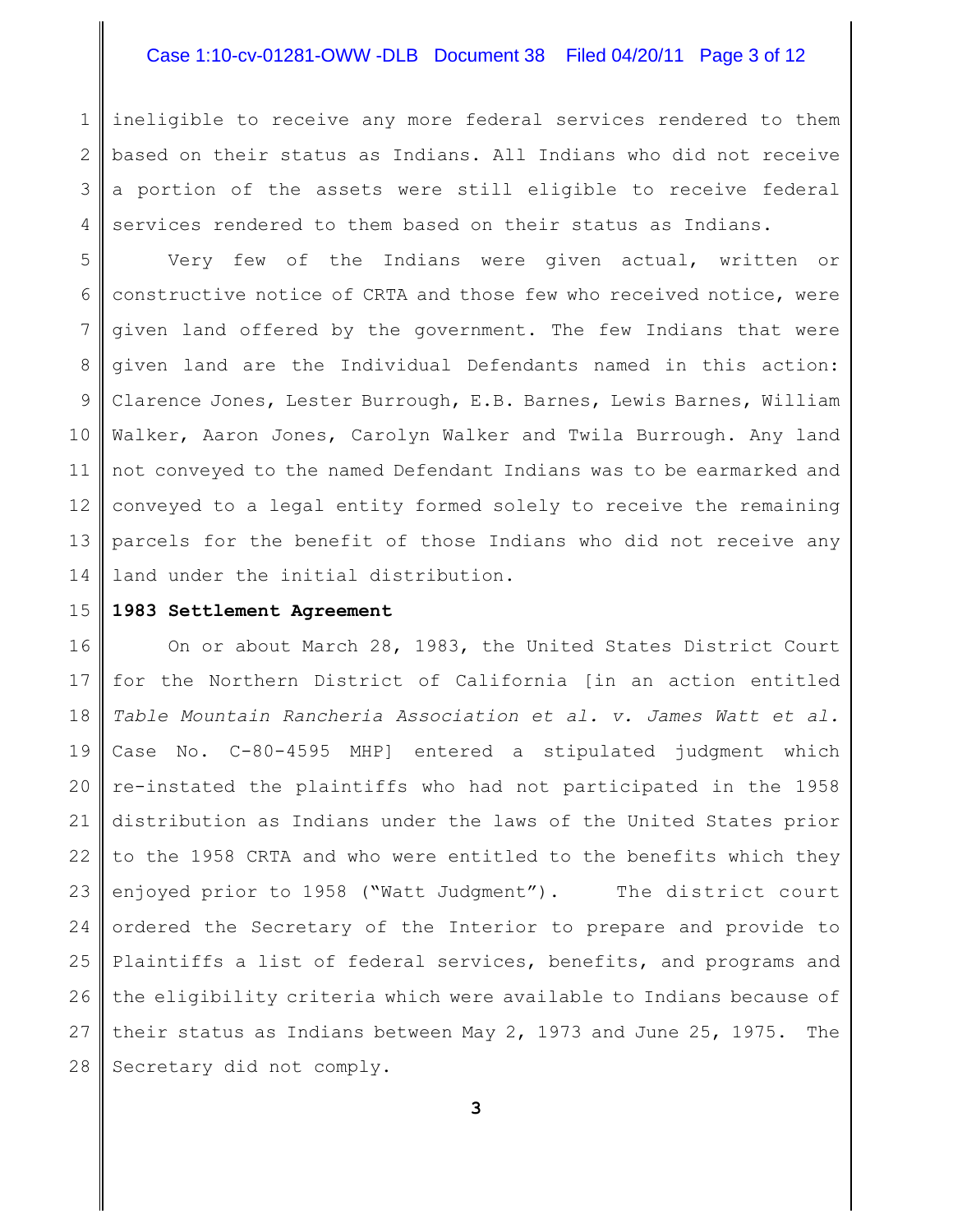ineligible to receive any more federal services rendered to them based on their status as Indians. All Indians who did not receive a portion of the assets were still eligible to receive federal services rendered to them based on their status as Indians.

Very few of the Indians were given actual, written or constructive notice of CRTA and those few who received notice, were given land offered by the government. The few Indians that were given land are the Individual Defendants named in this action: Clarence Jones, Lester Burrough, E.B. Barnes, Lewis Barnes, William Walker, Aaron Jones, Carolyn Walker and Twila Burrough. Any land not conveyed to the named Defendant Indians was to be earmarked and conveyed to a legal entity formed solely to receive the remaining parcels for the benefit of those Indians who did not receive any land under the initial distribution.

**1983 Settlement Agreement**

On or about March 28, 1983, the United States District Court for the Northern District of California [in an action entitled *Table Mountain Rancheria Association et al. v. James Watt et al.* Case No. C-80-4595 MHP] entered a stipulated judgment which re-instated the plaintiffs who had not participated in the 1958 distribution as Indians under the laws of the United States prior to the 1958 CRTA and who were entitled to the benefits which they enjoyed prior to 1958 ("Watt Judgment"). The district court ordered the Secretary of the Interior to prepare and provide to Plaintiffs a list of federal services, benefits, and programs and the eligibility criteria which were available to Indians because of their status as Indians between May 2, 1973 and June 25, 1975. The Secretary did not comply.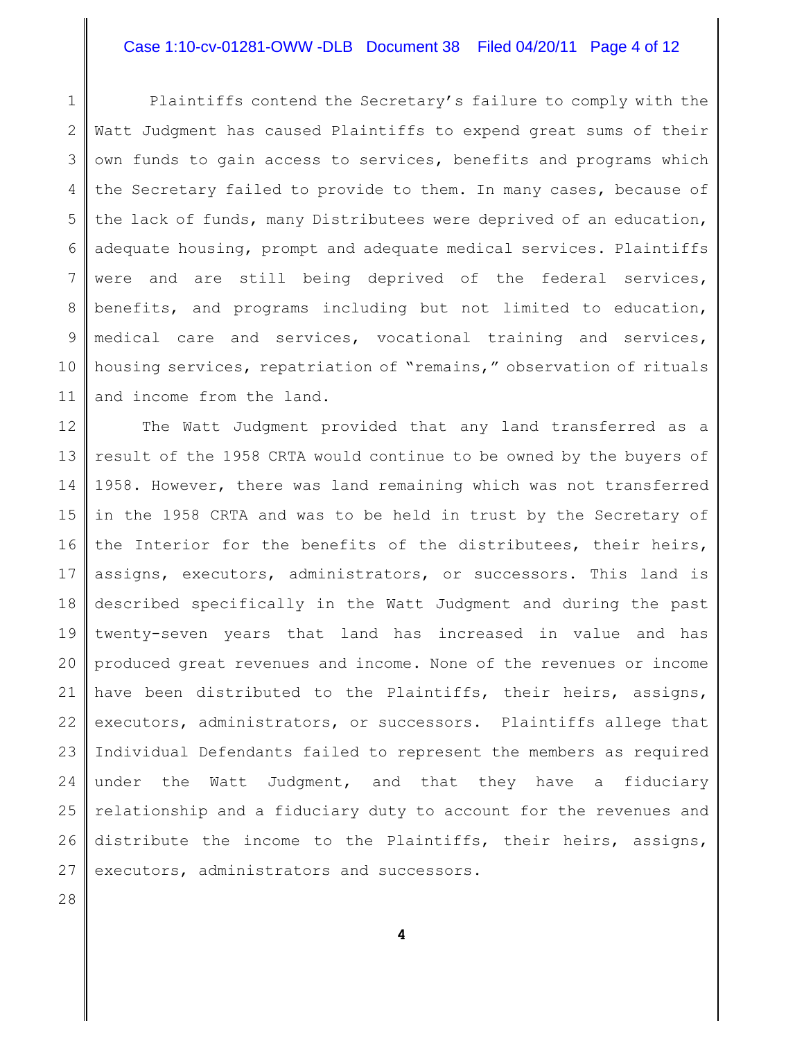Plaintiffs contend the Secretary's failure to comply with the Watt Judgment has caused Plaintiffs to expend great sums of their own funds to gain access to services, benefits and programs which the Secretary failed to provide to them. In many cases, because of the lack of funds, many Distributees were deprived of an education, adequate housing, prompt and adequate medical services. Plaintiffs were and are still being deprived of the federal services, benefits, and programs including but not limited to education, medical care and services, vocational training and services, housing services, repatriation of "remains," observation of rituals and income from the land.

The Watt Judgment provided that any land transferred as a result of the 1958 CRTA would continue to be owned by the buyers of 1958. However, there was land remaining which was not transferred in the 1958 CRTA and was to be held in trust by the Secretary of the Interior for the benefits of the distributees, their heirs, assigns, executors, administrators, or successors. This land is described specifically in the Watt Judgment and during the past twenty-seven years that land has increased in value and has produced great revenues and income. None of the revenues or income have been distributed to the Plaintiffs, their heirs, assigns, executors, administrators, or successors. Plaintiffs allege that Individual Defendants failed to represent the members as required under the Watt Judgment, and that they have a fiduciary relationship and a fiduciary duty to account for the revenues and distribute the income to the Plaintiffs, their heirs, assigns, executors, administrators and successors.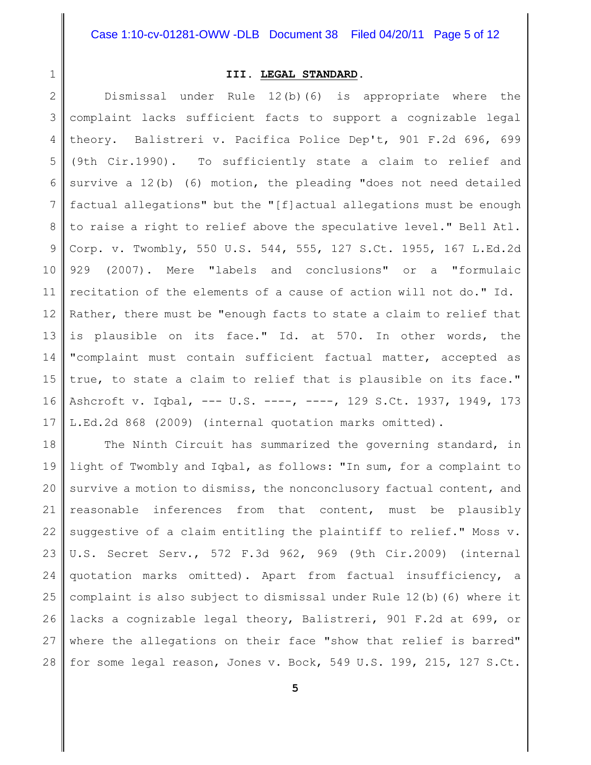### III. LEGAL STANDARD.

Dismissal under Rule 12(b)(6) is appropriate where the complaint lacks sufficient facts to support a cognizable legal theory. Balistreri v. Pacifica Police Dep't, 901 F.2d 696, 699 (9th Cir.1990). To sufficiently state a claim to relief and survive a 12(b) (6) motion, the pleading "does not need detailed factual allegations" but the "[f]actual allegations must be enough to raise a right to relief above the speculative level." Bell Atl. Corp. v. Twombly, 550 U.S. 544, 555, 127 S.Ct. 1955, 167 L.Ed.2d 929 (2007). Mere "labels and conclusions" or a "formulaic recitation of the elements of a cause of action will not do." Id. Rather, there must be "enough facts to state a claim to relief that is plausible on its face." Id. at 570. In other words, the "complaint must contain sufficient factual matter, accepted as true, to state a claim to relief that is plausible on its face." Ashcroft v. Iqbal, --- U.S. ----, ----, 129 S.Ct. 1937, 1949, 173 L.Ed.2d 868 (2009) (internal quotation marks omitted).

The Ninth Circuit has summarized the governing standard, in light of Twombly and Iqbal, as follows: "In sum, for a complaint to survive a motion to dismiss, the nonconclusory factual content, and reasonable inferences from that content, must be plausibly suggestive of a claim entitling the plaintiff to relief." Moss v. U.S. Secret Serv., 572 F.3d 962, 969 (9th Cir.2009) (internal quotation marks omitted). Apart from factual insufficiency, a complaint is also subject to dismissal under Rule 12(b)(6) where it lacks a cognizable legal theory, Balistreri, 901 F.2d at 699, or where the allegations on their face "show that relief is barred" for some legal reason, Jones v. Bock, 549 U.S. 199, 215, 127 S.Ct.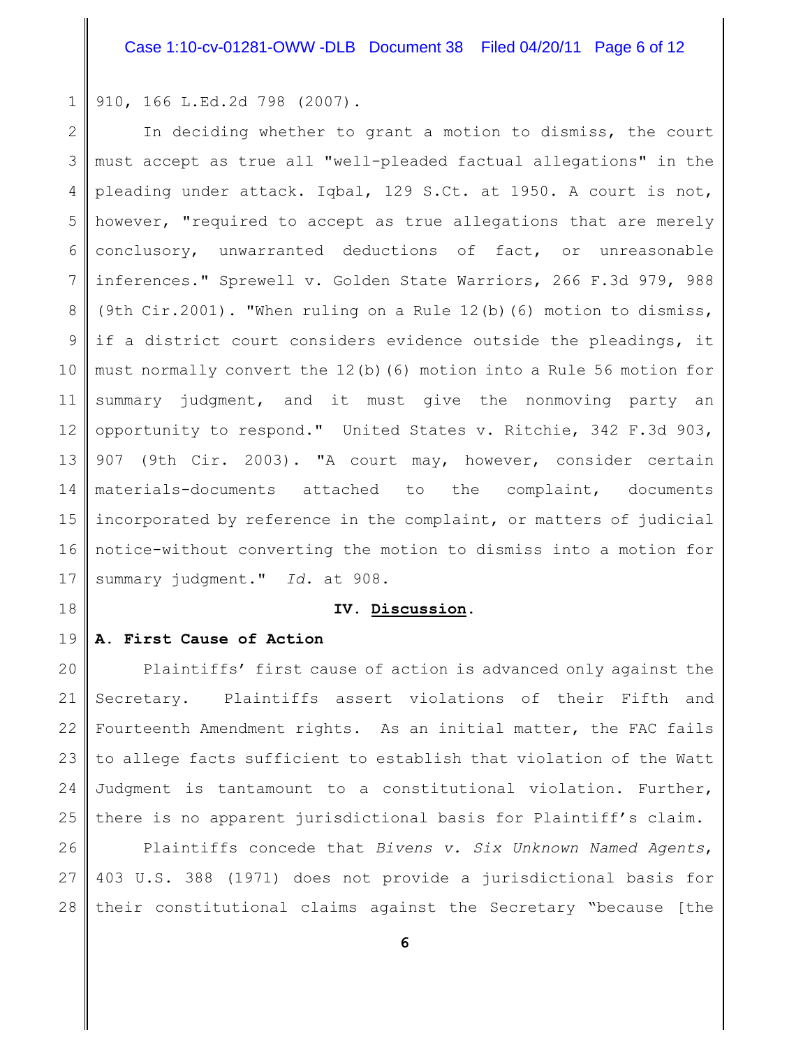910, 166 L.Ed.2d 798 (2007).

In deciding whether to grant a motion to dismiss, the court must accept as true all "well-pleaded factual allegations" in the pleading under attack. Iqbal, 129 S.Ct. at 1950. A court is not, however, "required to accept as true allegations that are merely conclusory, unwarranted deductions of fact, or unreasonable inferences." Sprewell v. Golden State Warriors, 266 F.3d 979, 988 (9th Cir.2001). "When ruling on a Rule 12(b)(6) motion to dismiss, if a district court considers evidence outside the pleadings, it must normally convert the 12(b)(6) motion into a Rule 56 motion for summary judgment, and it must give the nonmoving party an opportunity to respond." United States v. Ritchie, 342 F.3d 903, 907 (9th Cir. 2003). "A court may, however, consider certain materials-documents attached to the complaint, documents incorporated by reference in the complaint, or matters of judicial notice-without converting the motion to dismiss into a motion for summary judgment." *Id.* at 908.

## IV. Discussion.

### A. First Cause of Action

Plaintiffs' first cause of action is advanced only against the Secretary. Plaintiffs assert violations of their Fifth and Fourteenth Amendment rights. As an initial matter, the FAC fails to allege facts sufficient to establish that violation of the Watt Judgment is tantamount to a constitutional violation. Further, there is no apparent jurisdictional basis for Plaintiff's claim.

Plaintiffs concede that *Bivens v. Six Unknown Named Agents*, 403 U.S. 388 (1971) does not provide a jurisdictional basis for their constitutional claims against the Secretary "because [the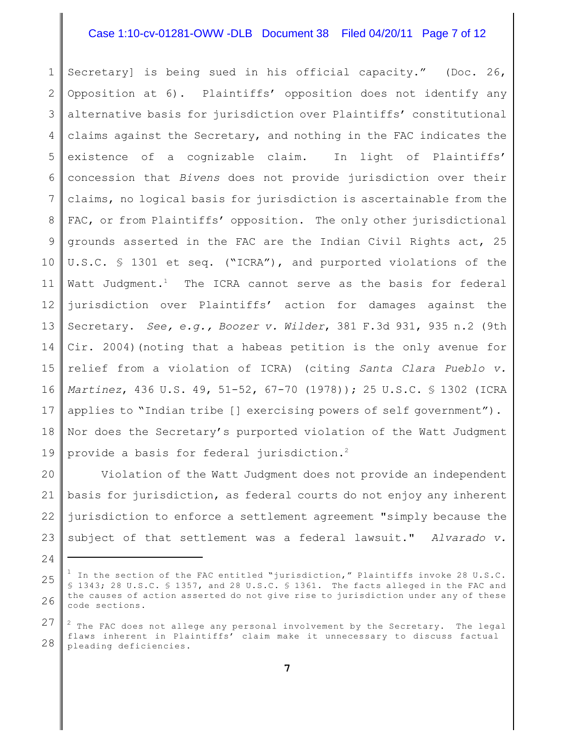Secretary] is being sued in his official capacity." (Doc. 26, Opposition at 6). Plaintiffs' opposition does not identify any alternative basis for jurisdiction over Plaintiffs' constitutional claims against the Secretary, and nothing in the FAC indicates the existence of a cognizable claim. In light of Plaintiffs' concession that *Bivens* does not provide jurisdiction over their claims, no logical basis for jurisdiction is ascertainable from the FAC, or from Plaintiffs' opposition. The only other jurisdictional grounds asserted in the FAC are the Indian Civil Rights act, 25 U.S.C. § 1301 et seq. ("ICRA"), and purported violations of the Watt Judgment.[1] The ICRA cannot serve as the basis for federal jurisdiction over Plaintiffs' action for damages against the Secretary. *See, e.g., Boozer v. Wilder*, 381 F.3d 931, 935 n.2 (9th Cir. 2004)(noting that a habeas petition is the only avenue for relief from a violation of ICRA) (citing *Santa Clara Pueblo v. Martinez*, 436 U.S. 49, 51-52, 67-70 (1978)); 25 U.S.C. § 1302 (ICRA applies to "Indian tribe [] exercising powers of self government"). Nor does the Secretary's purported violation of the Watt Judgment provide a basis for federal jurisdiction.[2]

Violation of the Watt Judgment does not provide an independent basis for jurisdiction, as federal courts do not enjoy any inherent jurisdiction to enforce a settlement agreement "simply because the subject of that settlement was a federal lawsuit." *Alvarado v.*

---

[1] In the section of the FAC entitled "jurisdiction," Plaintiffs invoke 28 U.S.C. § 1343; 28 U.S.C. § 1357, and 28 U.S.C. § 1361. The facts alleged in the FAC and the causes of action asserted do not give rise to jurisdiction under any of these code sections.

[2] The FAC does not allege any personal involvement by the Secretary. The legal flaws inherent in Plaintiffs' claim make it unnecessary to discuss factual pleading deficiencies.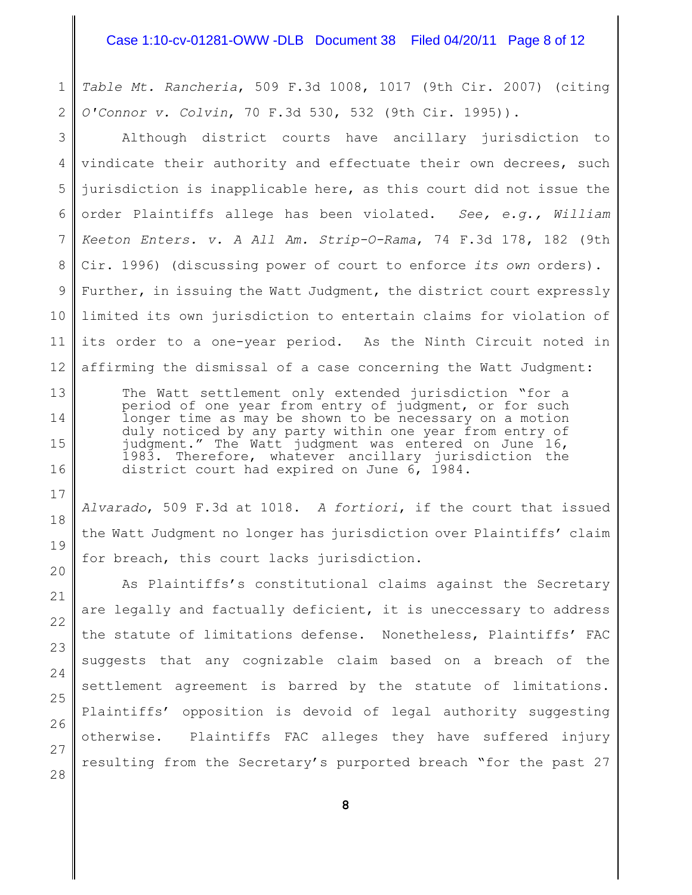*Table Mt. Rancheria*, 509 F.3d 1008, 1017 (9th Cir. 2007) (citing *O'Connor v. Colvin*, 70 F.3d 530, 532 (9th Cir. 1995)).

Although district courts have ancillary jurisdiction to vindicate their authority and effectuate their own decrees, such jurisdiction is inapplicable here, as this court did not issue the order Plaintiffs allege has been violated. *See, e.g., William Keeton Enters. v. A All Am. Strip-O-Rama*, 74 F.3d 178, 182 (9th Cir. 1996) (discussing power of court to enforce *its own* orders). Further, in issuing the Watt Judgment, the district court expressly limited its own jurisdiction to entertain claims for violation of its order to a one-year period. As the Ninth Circuit noted in affirming the dismissal of a case concerning the Watt Judgment:

> The Watt settlement only extended jurisdiction "for a period of one year from entry of judgment, or for such longer time as may be shown to be necessary on a motion duly noticed by any party within one year from entry of judgment." The Watt judgment was entered on June 16, 1983. Therefore, whatever ancillary jurisdiction the district court had expired on June 6, 1984.

*Alvarado*, 509 F.3d at 1018. *A fortiori*, if the court that issued the Watt Judgment no longer has jurisdiction over Plaintiffs' claim for breach, this court lacks jurisdiction.

As Plaintiffs's constitutional claims against the Secretary are legally and factually deficient, it is uneccessary to address the statute of limitations defense. Nonetheless, Plaintiffs' FAC suggests that any cognizable claim based on a breach of the settlement agreement is barred by the statute of limitations. Plaintiffs' opposition is devoid of legal authority suggesting otherwise. Plaintiffs FAC alleges they have suffered injury resulting from the Secretary's purported breach "for the past 27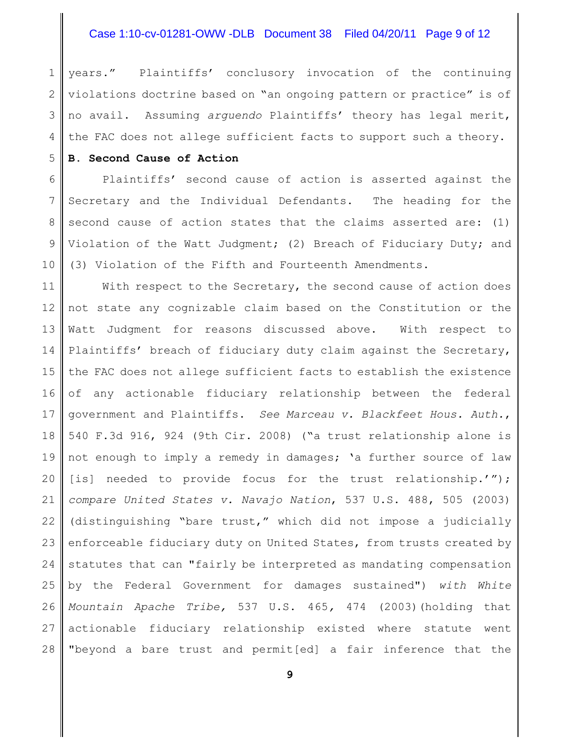years." Plaintiffs' conclusory invocation of the continuing violations doctrine based on "an ongoing pattern or practice" is of no avail. Assuming *arguendo* Plaintiffs' theory has legal merit, the FAC does not allege sufficient facts to support such a theory.

**B. Second Cause of Action**

Plaintiffs' second cause of action is asserted against the Secretary and the Individual Defendants. The heading for the second cause of action states that the claims asserted are: (1) Violation of the Watt Judgment; (2) Breach of Fiduciary Duty; and (3) Violation of the Fifth and Fourteenth Amendments.

With respect to the Secretary, the second cause of action does not state any cognizable claim based on the Constitution or the Watt Judgment for reasons discussed above. With respect to Plaintiffs' breach of fiduciary duty claim against the Secretary, the FAC does not allege sufficient facts to establish the existence of any actionable fiduciary relationship between the federal government and Plaintiffs. *See Marceau v. Blackfeet Hous. Auth.*, 540 F.3d 916, 924 (9th Cir. 2008) ("a trust relationship alone is not enough to imply a remedy in damages; 'a further source of law [is] needed to provide focus for the trust relationship.'"); *compare United States v. Navajo Nation*, 537 U.S. 488, 505 (2003) (distinguishing "bare trust," which did not impose a judicially enforceable fiduciary duty on United States, from trusts created by statutes that can "fairly be interpreted as mandating compensation by the Federal Government for damages sustained") *with White Mountain Apache Tribe,* 537 U.S. 465, 474 (2003)(holding that actionable fiduciary relationship existed where statute went "beyond a bare trust and permit[ed] a fair inference that the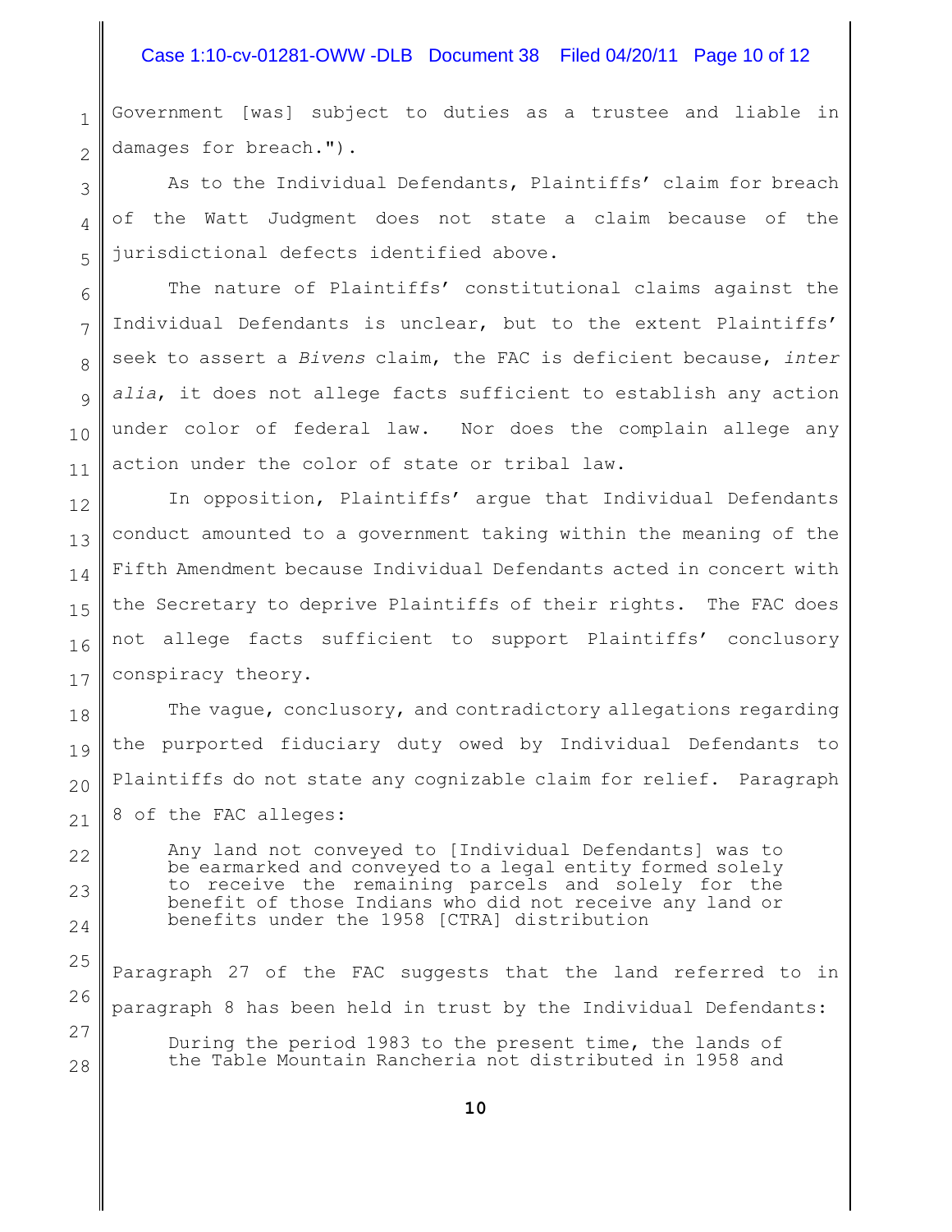Government [was] subject to duties as a trustee and liable in damages for breach.").

As to the Individual Defendants, Plaintiffs' claim for breach of the Watt Judgment does not state a claim because of the jurisdictional defects identified above.

The nature of Plaintiffs' constitutional claims against the Individual Defendants is unclear, but to the extent Plaintiffs' seek to assert a *Bivens* claim, the FAC is deficient because, *inter alia*, it does not allege facts sufficient to establish any action under color of federal law. Nor does the complain allege any action under the color of state or tribal law.

In opposition, Plaintiffs' argue that Individual Defendants conduct amounted to a government taking within the meaning of the Fifth Amendment because Individual Defendants acted in concert with the Secretary to deprive Plaintiffs of their rights. The FAC does not allege facts sufficient to support Plaintiffs' conclusory conspiracy theory.

The vague, conclusory, and contradictory allegations regarding the purported fiduciary duty owed by Individual Defendants to Plaintiffs do not state any cognizable claim for relief. Paragraph 8 of the FAC alleges:

> Any land not conveyed to [Individual Defendants] was to be earmarked and conveyed to a legal entity formed solely to receive the remaining parcels and solely for the benefit of those Indians who did not receive any land or benefits under the 1958 [CTRA] distribution

Paragraph 27 of the FAC suggests that the land referred to in paragraph 8 has been held in trust by the Individual Defendants:

> During the period 1983 to the present time, the lands of the Table Mountain Rancheria not distributed in 1958 and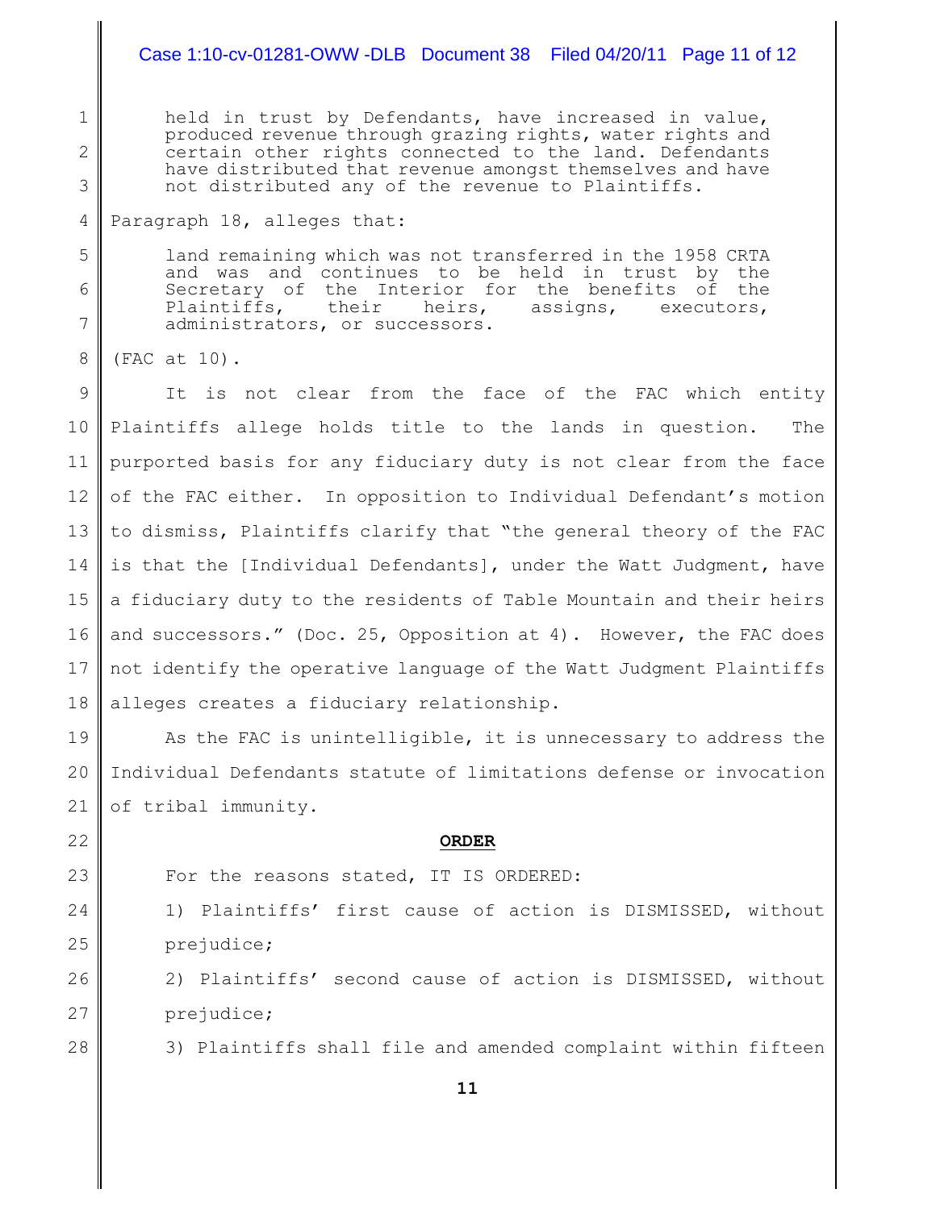> held in trust by Defendants, have increased in value, produced revenue through grazing rights, water rights and certain other rights connected to the land. Defendants have distributed that revenue amongst themselves and have not distributed any of the revenue to Plaintiffs.

Paragraph 18, alleges that:

> land remaining which was not transferred in the 1958 CRTA and was and continues to be held in trust by the Secretary of the Interior for the benefits of the Plaintiffs, their heirs, assigns, executors, administrators, or successors.

(FAC at 10).

It is not clear from the face of the FAC which entity Plaintiffs allege holds title to the lands in question. The purported basis for any fiduciary duty is not clear from the face of the FAC either. In opposition to Individual Defendant's motion to dismiss, Plaintiffs clarify that "the general theory of the FAC is that the [Individual Defendants], under the Watt Judgment, have a fiduciary duty to the residents of Table Mountain and their heirs and successors." (Doc. 25, Opposition at 4). However, the FAC does not identify the operative language of the Watt Judgment Plaintiffs alleges creates a fiduciary relationship.

As the FAC is unintelligible, it is unnecessary to address the Individual Defendants statute of limitations defense or invocation of tribal immunity.

**ORDER**

For the reasons stated, IT IS ORDERED:

1) Plaintiffs' first cause of action is DISMISSED, without prejudice;

2) Plaintiffs' second cause of action is DISMISSED, without prejudice;

3) Plaintiffs shall file and amended complaint within fifteen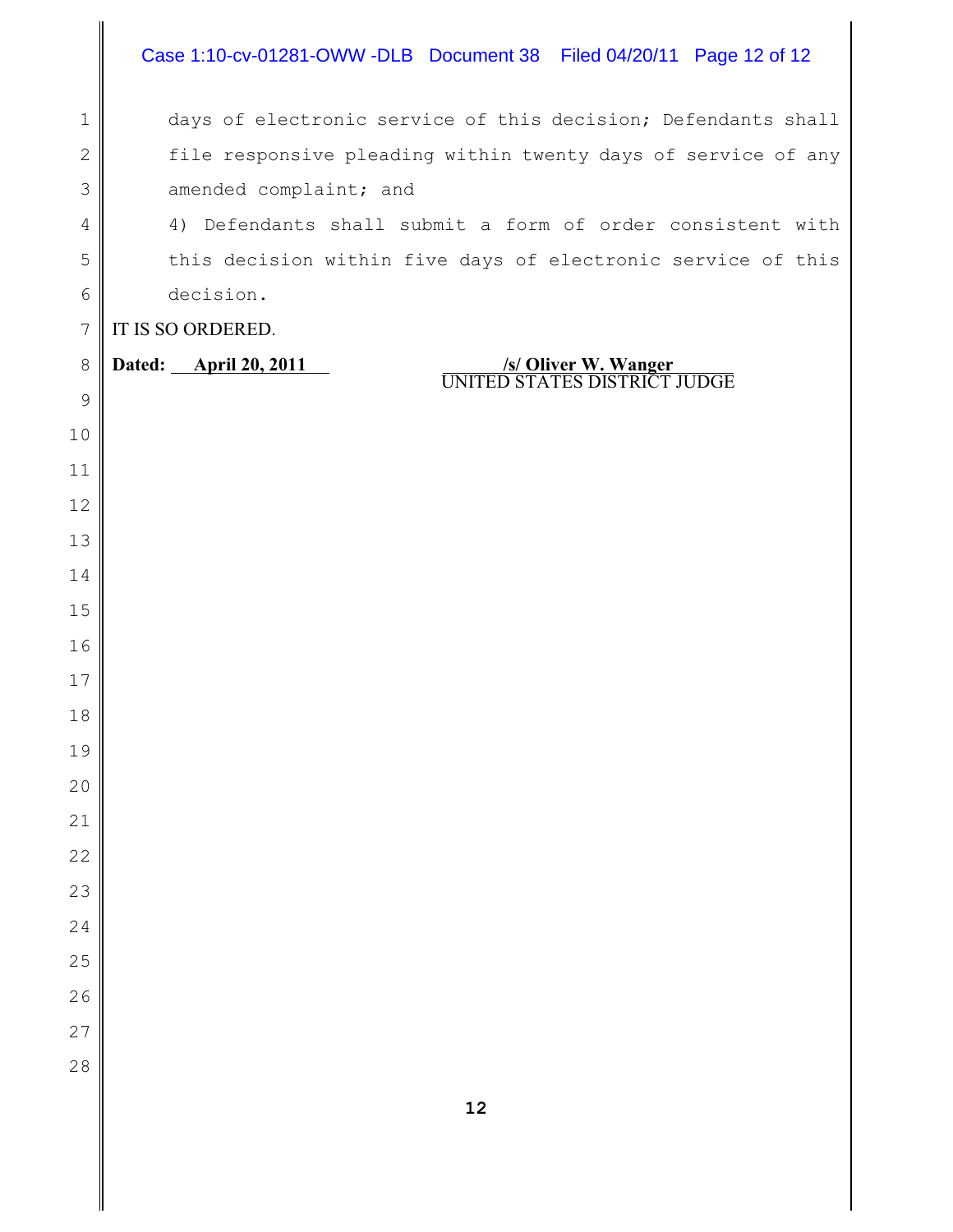days of electronic service of this decision; Defendants shall file responsive pleading within twenty days of service of any amended complaint; and

4) Defendants shall submit a form of order consistent with this decision within five days of electronic service of this decision.

IT IS SO ORDERED.

**Dated: April 20, 2011**

**/s/ Oliver W. Wanger**
UNITED STATES DISTRICT JUDGE